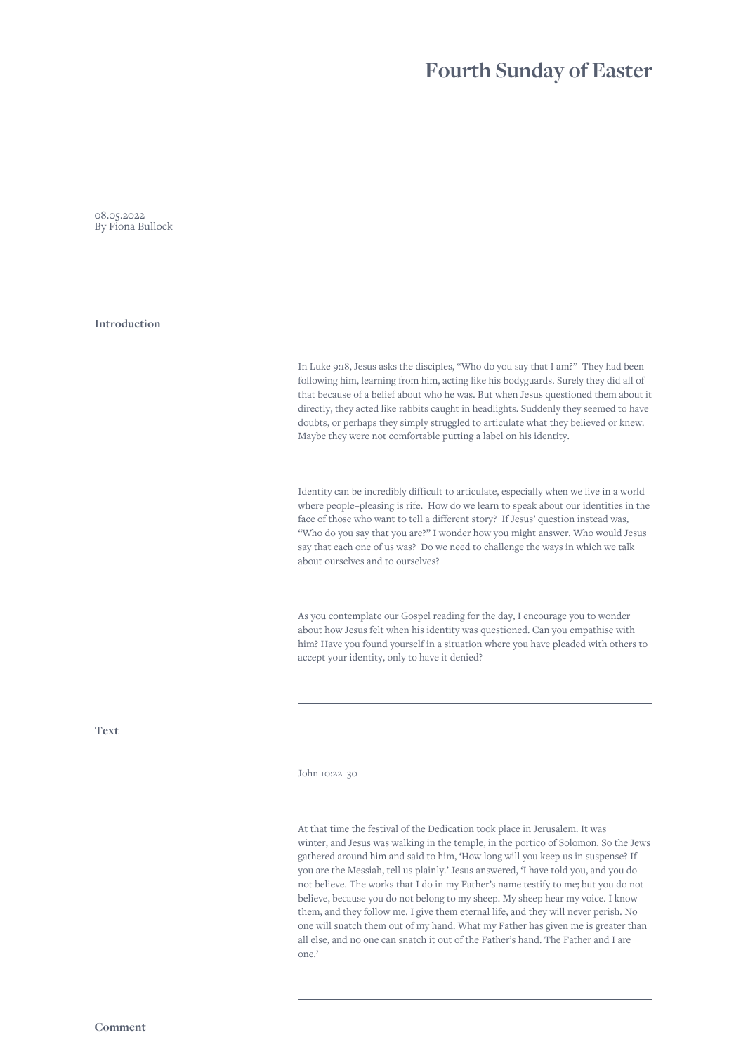# Fourth Sunday of Easter

08.05.2022
By Fiona Bullock

## Introduction

In Luke 9:18, Jesus asks the disciples, "Who do you say that I am?" They had been following him, learning from him, acting like his bodyguards. Surely they did all of that because of a belief about who he was. But when Jesus questioned them about it directly, they acted like rabbits caught in headlights. Suddenly they seemed to have doubts, or perhaps they simply struggled to articulate what they believed or knew. Maybe they were not comfortable putting a label on his identity.

Identity can be incredibly difficult to articulate, especially when we live in a world where people-pleasing is rife. How do we learn to speak about our identities in the face of those who want to tell a different story? If Jesus' question instead was, "Who do you say that you are?" I wonder how you might answer. Who would Jesus say that each one of us was? Do we need to challenge the ways in which we talk about ourselves and to ourselves?

As you contemplate our Gospel reading for the day, I encourage you to wonder about how Jesus felt when his identity was questioned. Can you empathise with him? Have you found yourself in a situation where you have pleaded with others to accept your identity, only to have it denied?

---

## Text

John 10:22–30

At that time the festival of the Dedication took place in Jerusalem. It was winter, and Jesus was walking in the temple, in the portico of Solomon. So the Jews gathered around him and said to him, 'How long will you keep us in suspense? If you are the Messiah, tell us plainly.' Jesus answered, 'I have told you, and you do not believe. The works that I do in my Father's name testify to me; but you do not believe, because you do not belong to my sheep. My sheep hear my voice. I know them, and they follow me. I give them eternal life, and they will never perish. No one will snatch them out of my hand. What my Father has given me is greater than all else, and no one can snatch it out of the Father's hand. The Father and I are one.'

---

## Comment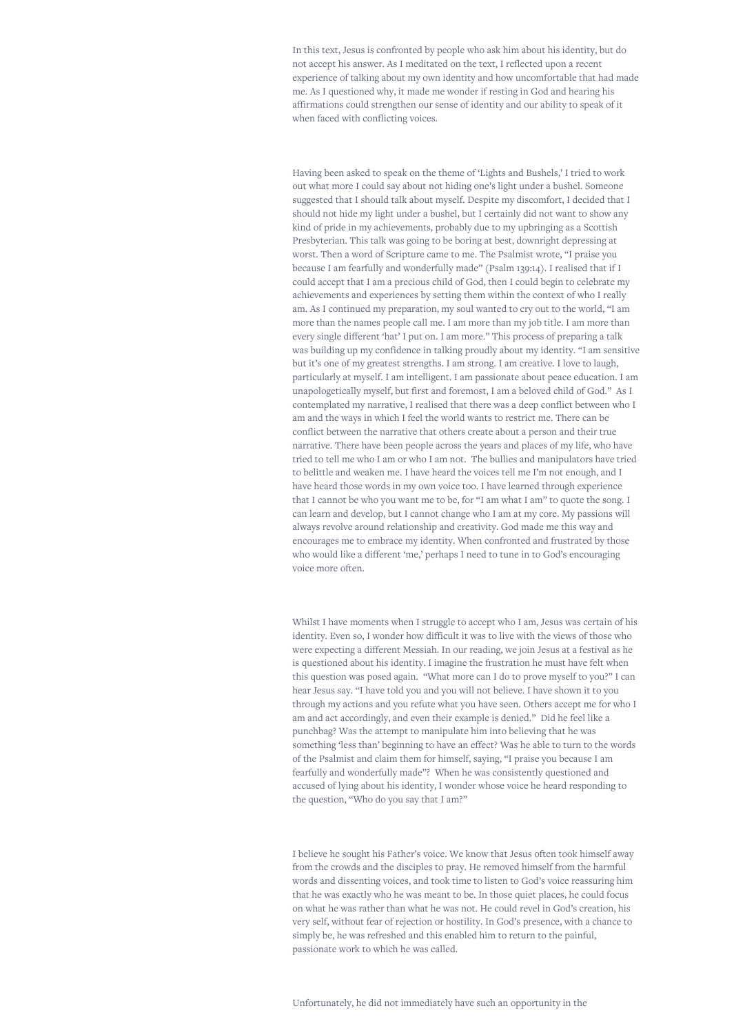In this text, Jesus is confronted by people who ask him about his identity, but do not accept his answer. As I meditated on the text, I reflected upon a recent experience of talking about my own identity and how uncomfortable that had made me. As I questioned why, it made me wonder if resting in God and hearing his affirmations could strengthen our sense of identity and our ability to speak of it when faced with conflicting voices.

Having been asked to speak on the theme of 'Lights and Bushels,' I tried to work out what more I could say about not hiding one's light under a bushel. Someone suggested that I should talk about myself. Despite my discomfort, I decided that I should not hide my light under a bushel, but I certainly did not want to show any kind of pride in my achievements, probably due to my upbringing as a Scottish Presbyterian. This talk was going to be boring at best, downright depressing at worst. Then a word of Scripture came to me. The Psalmist wrote, "I praise you because I am fearfully and wonderfully made" (Psalm 139:14). I realised that if I could accept that I am a precious child of God, then I could begin to celebrate my achievements and experiences by setting them within the context of who I really am. As I continued my preparation, my soul wanted to cry out to the world, "I am more than the names people call me. I am more than my job title. I am more than every single different 'hat' I put on. I am more." This process of preparing a talk was building up my confidence in talking proudly about my identity. "I am sensitive but it's one of my greatest strengths. I am strong. I am creative. I love to laugh, particularly at myself. I am intelligent. I am passionate about peace education. I am unapologetically myself, but first and foremost, I am a beloved child of God." As I contemplated my narrative, I realised that there was a deep conflict between who I am and the ways in which I feel the world wants to restrict me. There can be conflict between the narrative that others create about a person and their true narrative. There have been people across the years and places of my life, who have tried to tell me who I am or who I am not. The bullies and manipulators have tried to belittle and weaken me. I have heard the voices tell me I'm not enough, and I have heard those words in my own voice too. I have learned through experience that I cannot be who you want me to be, for "I am what I am" to quote the song. I can learn and develop, but I cannot change who I am at my core. My passions will always revolve around relationship and creativity. God made me this way and encourages me to embrace my identity. When confronted and frustrated by those who would like a different 'me,' perhaps I need to tune in to God's encouraging voice more often.

Whilst I have moments when I struggle to accept who I am, Jesus was certain of his identity. Even so, I wonder how difficult it was to live with the views of those who were expecting a different Messiah. In our reading, we join Jesus at a festival as he is questioned about his identity. I imagine the frustration he must have felt when this question was posed again. "What more can I do to prove myself to you?" I can hear Jesus say. "I have told you and you will not believe. I have shown it to you through my actions and you refute what you have seen. Others accept me for who I am and act accordingly, and even their example is denied." Did he feel like a punchbag? Was the attempt to manipulate him into believing that he was something 'less than' beginning to have an effect? Was he able to turn to the words of the Psalmist and claim them for himself, saying, "I praise you because I am fearfully and wonderfully made"? When he was consistently questioned and accused of lying about his identity, I wonder whose voice he heard responding to the question, "Who do you say that I am?"

I believe he sought his Father's voice. We know that Jesus often took himself away from the crowds and the disciples to pray. He removed himself from the harmful words and dissenting voices, and took time to listen to God's voice reassuring him that he was exactly who he was meant to be. In those quiet places, he could focus on what he was rather than what he was not. He could revel in God's creation, his very self, without fear of rejection or hostility. In God's presence, with a chance to simply be, he was refreshed and this enabled him to return to the painful, passionate work to which he was called.

Unfortunately, he did not immediately have such an opportunity in the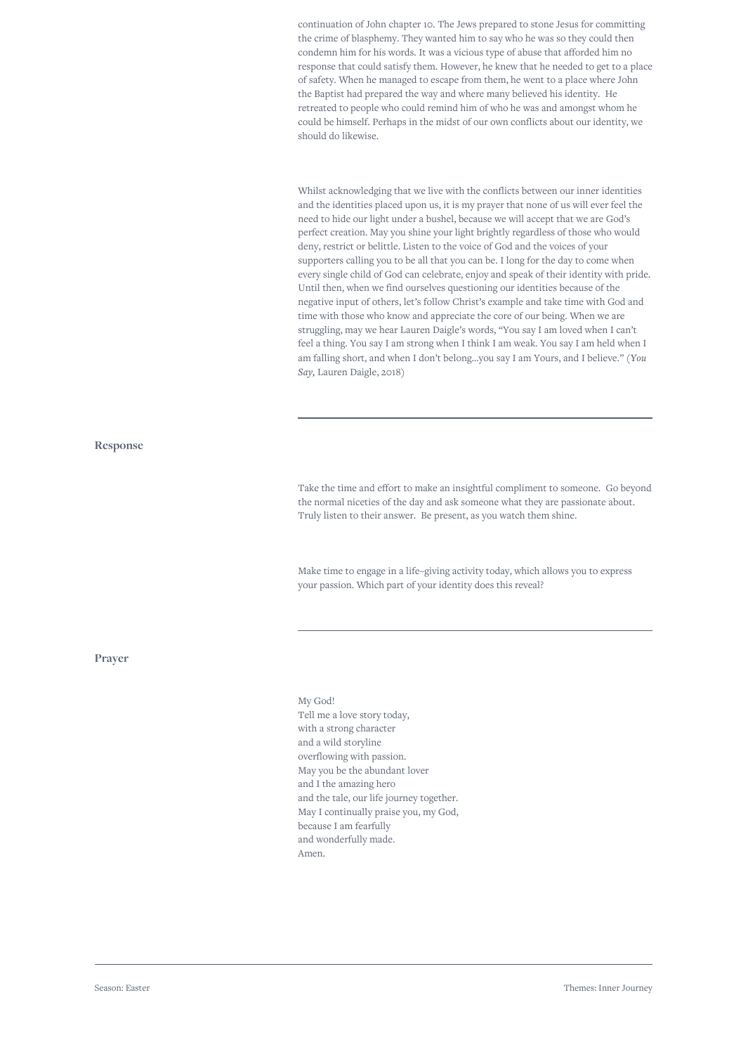continuation of John chapter 10. The Jews prepared to stone Jesus for committing the crime of blasphemy. They wanted him to say who he was so they could then condemn him for his words. It was a vicious type of abuse that afforded him no response that could satisfy them. However, he knew that he needed to get to a place of safety. When he managed to escape from them, he went to a place where John the Baptist had prepared the way and where many believed his identity. He retreated to people who could remind him of who he was and amongst whom he could be himself. Perhaps in the midst of our own conflicts about our identity, we should do likewise.

Whilst acknowledging that we live with the conflicts between our inner identities and the identities placed upon us, it is my prayer that none of us will ever feel the need to hide our light under a bushel, because we will accept that we are God's perfect creation. May you shine your light brightly regardless of those who would deny, restrict or belittle. Listen to the voice of God and the voices of your supporters calling you to be all that you can be. I long for the day to come when every single child of God can celebrate, enjoy and speak of their identity with pride. Until then, when we find ourselves questioning our identities because of the negative input of others, let's follow Christ's example and take time with God and time with those who know and appreciate the core of our being. When we are struggling, may we hear Lauren Daigle's words, "You say I am loved when I can't feel a thing. You say I am strong when I think I am weak. You say I am held when I am falling short, and when I don't belong...you say I am Yours, and I believe." (*You Say,* Lauren Daigle, 2018)

---

## Response

Take the time and effort to make an insightful compliment to someone. Go beyond the normal niceties of the day and ask someone what they are passionate about. Truly listen to their answer. Be present, as you watch them shine.

Make time to engage in a life-giving activity today, which allows you to express your passion. Which part of your identity does this reveal?

---

## Prayer

My God!
Tell me a love story today,
with a strong character
and a wild storyline
overflowing with passion.
May you be the abundant lover
and I the amazing hero
and the tale, our life journey together.
May I continually praise you, my God,
because I am fearfully
and wonderfully made.
Amen.

---

Season: Easter

Themes: Inner Journey